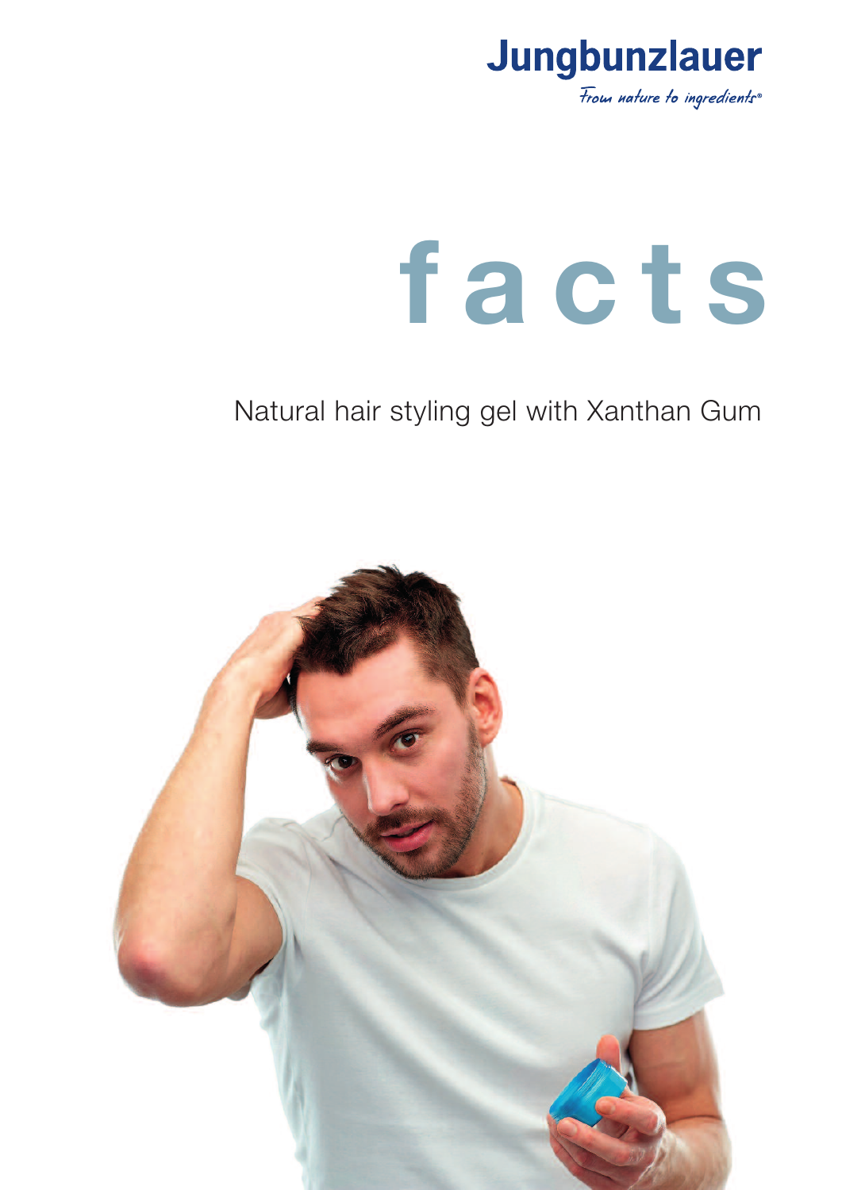Jungbunzlauer

*From nature to ingredients®*

# facts

## Natural hair styling gel with Xanthan Gum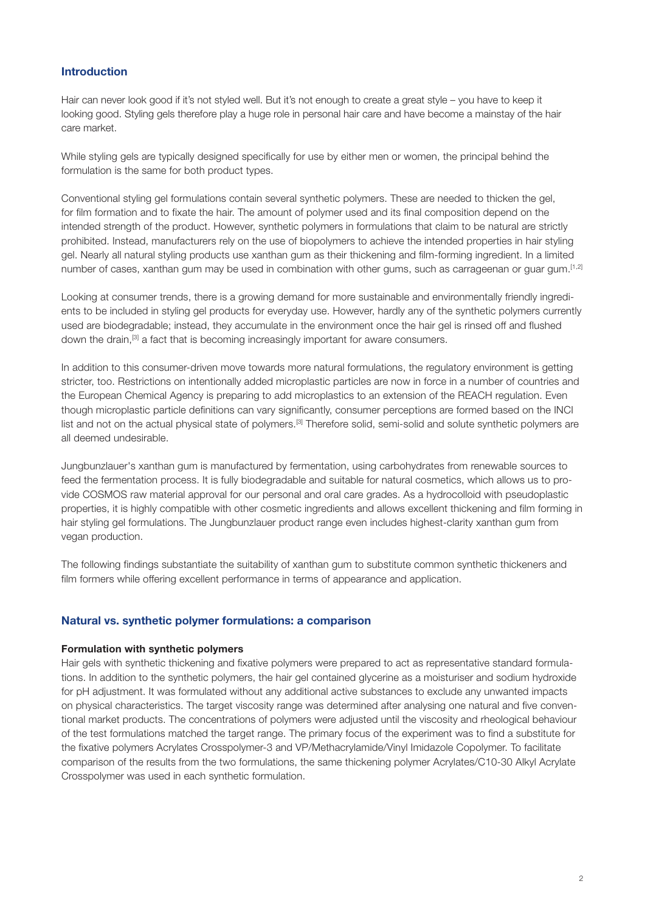## Introduction

Hair can never look good if it's not styled well. But it's not enough to create a great style – you have to keep it looking good. Styling gels therefore play a huge role in personal hair care and have become a mainstay of the hair care market.

While styling gels are typically designed specifically for use by either men or women, the principal behind the formulation is the same for both product types.

Conventional styling gel formulations contain several synthetic polymers. These are needed to thicken the gel, for film formation and to fixate the hair. The amount of polymer used and its final composition depend on the intended strength of the product. However, synthetic polymers in formulations that claim to be natural are strictly prohibited. Instead, manufacturers rely on the use of biopolymers to achieve the intended properties in hair styling gel. Nearly all natural styling products use xanthan gum as their thickening and film-forming ingredient. In a limited number of cases, xanthan gum may be used in combination with other gums, such as carrageenan or guar gum.[1,2]

Looking at consumer trends, there is a growing demand for more sustainable and environmentally friendly ingredients to be included in styling gel products for everyday use. However, hardly any of the synthetic polymers currently used are biodegradable; instead, they accumulate in the environment once the hair gel is rinsed off and flushed down the drain,[3] a fact that is becoming increasingly important for aware consumers.

In addition to this consumer-driven move towards more natural formulations, the regulatory environment is getting stricter, too. Restrictions on intentionally added microplastic particles are now in force in a number of countries and the European Chemical Agency is preparing to add microplastics to an extension of the REACH regulation. Even though microplastic particle definitions can vary significantly, consumer perceptions are formed based on the INCI list and not on the actual physical state of polymers.[3] Therefore solid, semi-solid and solute synthetic polymers are all deemed undesirable.

Jungbunzlauer's xanthan gum is manufactured by fermentation, using carbohydrates from renewable sources to feed the fermentation process. It is fully biodegradable and suitable for natural cosmetics, which allows us to provide COSMOS raw material approval for our personal and oral care grades. As a hydrocolloid with pseudoplastic properties, it is highly compatible with other cosmetic ingredients and allows excellent thickening and film forming in hair styling gel formulations. The Jungbunzlauer product range even includes highest-clarity xanthan gum from vegan production.

The following findings substantiate the suitability of xanthan gum to substitute common synthetic thickeners and film formers while offering excellent performance in terms of appearance and application.

## Natural vs. synthetic polymer formulations: a comparison

### Formulation with synthetic polymers

Hair gels with synthetic thickening and fixative polymers were prepared to act as representative standard formulations. In addition to the synthetic polymers, the hair gel contained glycerine as a moisturiser and sodium hydroxide for pH adjustment. It was formulated without any additional active substances to exclude any unwanted impacts on physical characteristics. The target viscosity range was determined after analysing one natural and five conventional market products. The concentrations of polymers were adjusted until the viscosity and rheological behaviour of the test formulations matched the target range. The primary focus of the experiment was to find a substitute for the fixative polymers Acrylates Crosspolymer-3 and VP/Methacrylamide/Vinyl Imidazole Copolymer. To facilitate comparison of the results from the two formulations, the same thickening polymer Acrylates/C10-30 Alkyl Acrylate Crosspolymer was used in each synthetic formulation.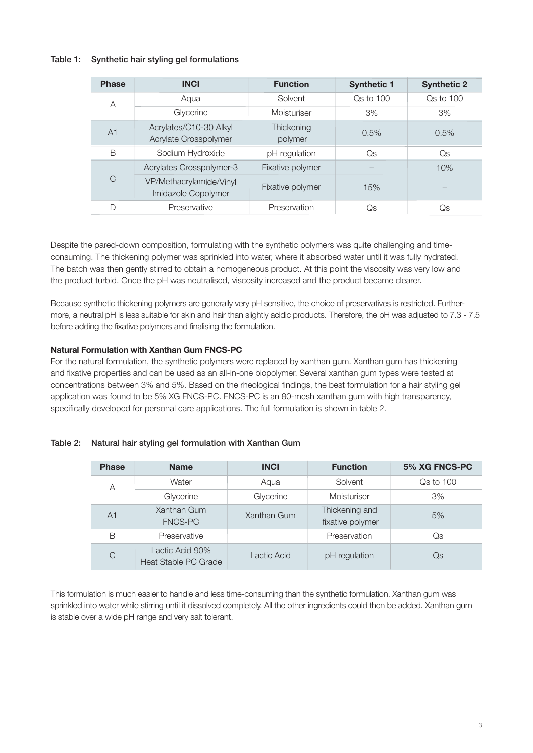Table 1: Synthetic hair styling gel formulations

| Phase | INCI | Function | Synthetic 1 | Synthetic 2 |
|---|---|---|---|---|
| A | Aqua | Solvent | Qs to 100 | Qs to 100 |
| | Glycerine | Moisturiser | 3% | 3% |
| A1 | Acrylates/C10-30 Alkyl Acrylate Crosspolymer | Thickening polymer | 0.5% | 0.5% |
| B | Sodium Hydroxide | pH regulation | Qs | Qs |
| C | Acrylates Crosspolymer-3 | Fixative polymer | – | 10% |
| | VP/Methacrylamide/Vinyl Imidazole Copolymer | Fixative polymer | 15% | – |
| D | Preservative | Preservation | Qs | Qs |

Despite the pared-down composition, formulating with the synthetic polymers was quite challenging and time-consuming. The thickening polymer was sprinkled into water, where it absorbed water until it was fully hydrated. The batch was then gently stirred to obtain a homogeneous product. At this point the viscosity was very low and the product turbid. Once the pH was neutralised, viscosity increased and the product became clearer.

Because synthetic thickening polymers are generally very pH sensitive, the choice of preservatives is restricted. Furthermore, a neutral pH is less suitable for skin and hair than slightly acidic products. Therefore, the pH was adjusted to 7.3 - 7.5 before adding the fixative polymers and finalising the formulation.

**Natural Formulation with Xanthan Gum FNCS-PC**

For the natural formulation, the synthetic polymers were replaced by xanthan gum. Xanthan gum has thickening and fixative properties and can be used as an all-in-one biopolymer. Several xanthan gum types were tested at concentrations between 3% and 5%. Based on the rheological findings, the best formulation for a hair styling gel application was found to be 5% XG FNCS-PC. FNCS-PC is an 80-mesh xanthan gum with high transparency, specifically developed for personal care applications. The full formulation is shown in table 2.

Table 2: Natural hair styling gel formulation with Xanthan Gum

| Phase | Name | INCI | Function | 5% XG FNCS-PC |
|---|---|---|---|---|
| A | Water | Aqua | Solvent | Qs to 100 |
| | Glycerine | Glycerine | Moisturiser | 3% |
| A1 | Xanthan Gum FNCS-PC | Xanthan Gum | Thickening and fixative polymer | 5% |
| B | Preservative | | Preservation | Qs |
| C | Lactic Acid 90% Heat Stable PC Grade | Lactic Acid | pH regulation | Qs |

This formulation is much easier to handle and less time-consuming than the synthetic formulation. Xanthan gum was sprinkled into water while stirring until it dissolved completely. All the other ingredients could then be added. Xanthan gum is stable over a wide pH range and very salt tolerant.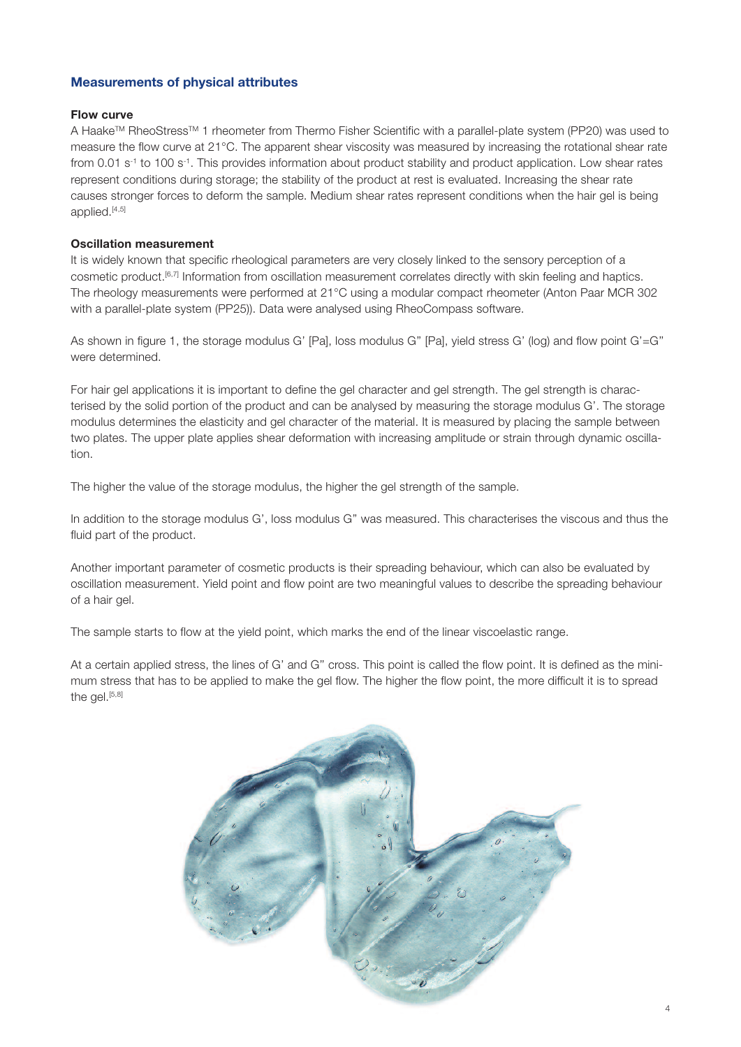## Measurements of physical attributes

### Flow curve

A Haake™ RheoStress™ 1 rheometer from Thermo Fisher Scientific with a parallel-plate system (PP20) was used to measure the flow curve at 21°C. The apparent shear viscosity was measured by increasing the rotational shear rate from 0.01 $s^{-1}$ to 100 $s^{-1}$. This provides information about product stability and product application. Low shear rates represent conditions during storage; the stability of the product at rest is evaluated. Increasing the shear rate causes stronger forces to deform the sample. Medium shear rates represent conditions when the hair gel is being applied.[4,5]

### Oscillation measurement

It is widely known that specific rheological parameters are very closely linked to the sensory perception of a cosmetic product.[6,7] Information from oscillation measurement correlates directly with skin feeling and haptics. The rheology measurements were performed at 21°C using a modular compact rheometer (Anton Paar MCR 302 with a parallel-plate system (PP25)). Data were analysed using RheoCompass software.

As shown in figure 1, the storage modulus G' [Pa], loss modulus G" [Pa], yield stress G' (log) and flow point G'=G" were determined.

For hair gel applications it is important to define the gel character and gel strength. The gel strength is characterised by the solid portion of the product and can be analysed by measuring the storage modulus G'. The storage modulus determines the elasticity and gel character of the material. It is measured by placing the sample between two plates. The upper plate applies shear deformation with increasing amplitude or strain through dynamic oscillation.

The higher the value of the storage modulus, the higher the gel strength of the sample.

In addition to the storage modulus G', loss modulus G" was measured. This characterises the viscous and thus the fluid part of the product.

Another important parameter of cosmetic products is their spreading behaviour, which can also be evaluated by oscillation measurement. Yield point and flow point are two meaningful values to describe the spreading behaviour of a hair gel.

The sample starts to flow at the yield point, which marks the end of the linear viscoelastic range.

At a certain applied stress, the lines of G' and G" cross. This point is called the flow point. It is defined as the minimum stress that has to be applied to make the gel flow. The higher the flow point, the more difficult it is to spread the gel.[5,8]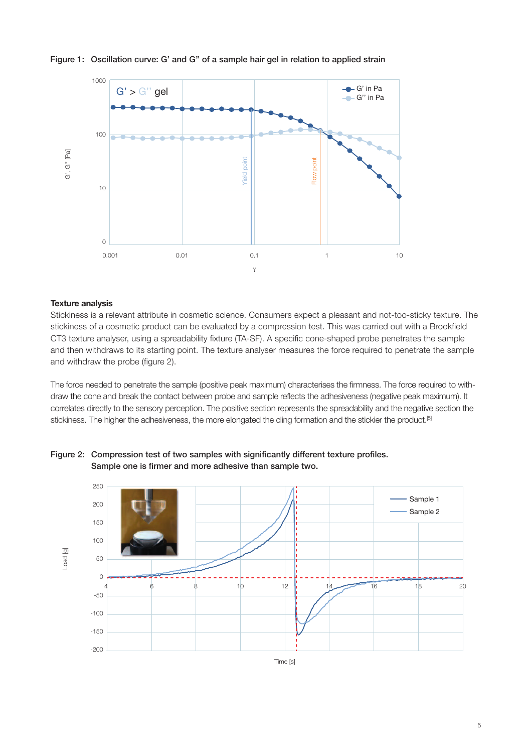Figure 1: Oscillation curve: G' and G" of a sample hair gel in relation to applied strain

## Texture analysis

Stickiness is a relevant attribute in cosmetic science. Consumers expect a pleasant and not-too-sticky texture. The stickiness of a cosmetic product can be evaluated by a compression test. This was carried out with a Brookfield CT3 texture analyser, using a spreadability fixture (TA-SF). A specific cone-shaped probe penetrates the sample and then withdraws to its starting point. The texture analyser measures the force required to penetrate the sample and withdraw the probe (figure 2).

The force needed to penetrate the sample (positive peak maximum) characterises the firmness. The force required to with-draw the cone and break the contact between probe and sample reflects the adhesiveness (negative peak maximum). It correlates directly to the sensory perception. The positive section represents the spreadability and the negative section the stickiness. The higher the adhesiveness, the more elongated the cling formation and the stickier the product.[5]

Figure 2: Compression test of two samples with significantly different texture profiles. Sample one is firmer and more adhesive than sample two.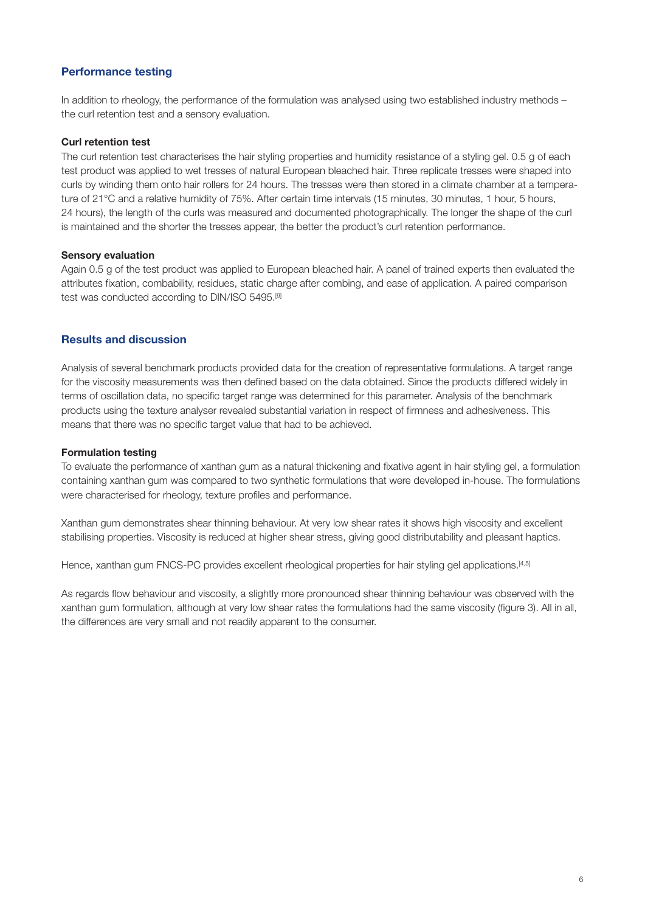## Performance testing

In addition to rheology, the performance of the formulation was analysed using two established industry methods – the curl retention test and a sensory evaluation.

### Curl retention test

The curl retention test characterises the hair styling properties and humidity resistance of a styling gel. 0.5 g of each test product was applied to wet tresses of natural European bleached hair. Three replicate tresses were shaped into curls by winding them onto hair rollers for 24 hours. The tresses were then stored in a climate chamber at a temperature of 21°C and a relative humidity of 75%. After certain time intervals (15 minutes, 30 minutes, 1 hour, 5 hours, 24 hours), the length of the curls was measured and documented photographically. The longer the shape of the curl is maintained and the shorter the tresses appear, the better the product's curl retention performance.

### Sensory evaluation

Again 0.5 g of the test product was applied to European bleached hair. A panel of trained experts then evaluated the attributes fixation, combability, residues, static charge after combing, and ease of application. A paired comparison test was conducted according to DIN/ISO 5495.[9]

## Results and discussion

Analysis of several benchmark products provided data for the creation of representative formulations. A target range for the viscosity measurements was then defined based on the data obtained. Since the products differed widely in terms of oscillation data, no specific target range was determined for this parameter. Analysis of the benchmark products using the texture analyser revealed substantial variation in respect of firmness and adhesiveness. This means that there was no specific target value that had to be achieved.

### Formulation testing

To evaluate the performance of xanthan gum as a natural thickening and fixative agent in hair styling gel, a formulation containing xanthan gum was compared to two synthetic formulations that were developed in-house. The formulations were characterised for rheology, texture profiles and performance.

Xanthan gum demonstrates shear thinning behaviour. At very low shear rates it shows high viscosity and excellent stabilising properties. Viscosity is reduced at higher shear stress, giving good distributability and pleasant haptics.

Hence, xanthan gum FNCS-PC provides excellent rheological properties for hair styling gel applications.[4,5]

As regards flow behaviour and viscosity, a slightly more pronounced shear thinning behaviour was observed with the xanthan gum formulation, although at very low shear rates the formulations had the same viscosity (figure 3). All in all, the differences are very small and not readily apparent to the consumer.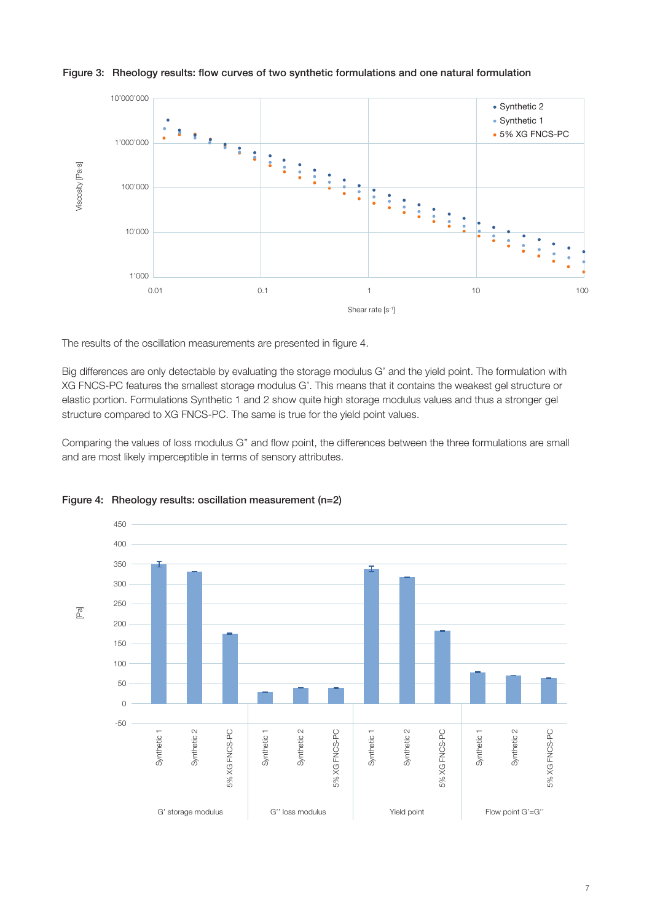**Figure 3: Rheology results: flow curves of two synthetic formulations and one natural formulation**

The results of the oscillation measurements are presented in figure 4.

Big differences are only detectable by evaluating the storage modulus G' and the yield point. The formulation with XG FNCS-PC features the smallest storage modulus G'. This means that it contains the weakest gel structure or elastic portion. Formulations Synthetic 1 and 2 show quite high storage modulus values and thus a stronger gel structure compared to XG FNCS-PC. The same is true for the yield point values.

Comparing the values of loss modulus G" and flow point, the differences between the three formulations are small and are most likely imperceptible in terms of sensory attributes.

**Figure 4: Rheology results: oscillation measurement (n=2)**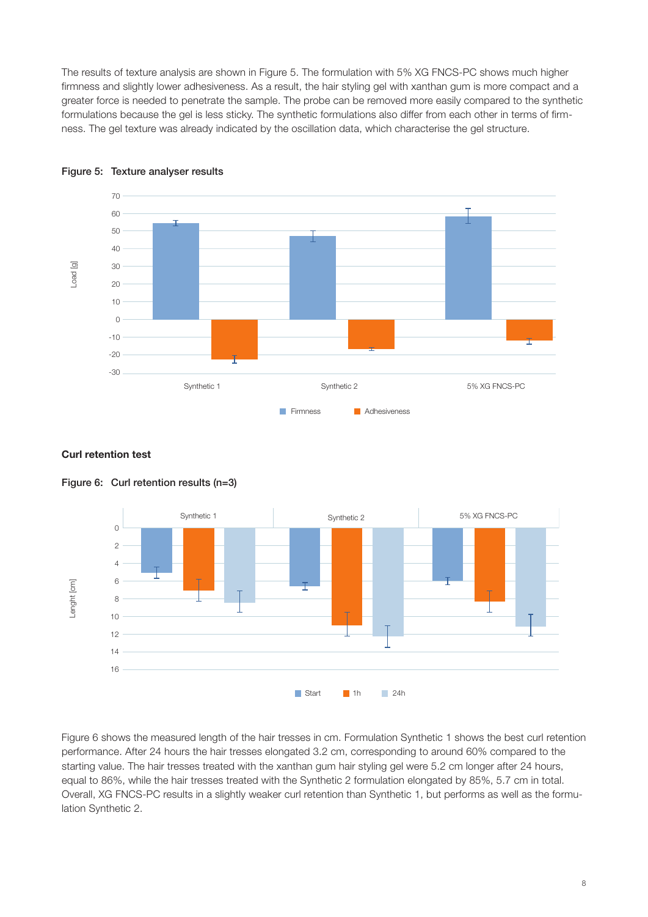The results of texture analysis are shown in Figure 5. The formulation with 5% XG FNCS-PC shows much higher firmness and slightly lower adhesiveness. As a result, the hair styling gel with xanthan gum is more compact and a greater force is needed to penetrate the sample. The probe can be removed more easily compared to the synthetic formulations because the gel is less sticky. The synthetic formulations also differ from each other in terms of firmness. The gel texture was already indicated by the oscillation data, which characterise the gel structure.

**Figure 5: Texture analyser results**

**Curl retention test**

**Figure 6: Curl retention results (n=3)**

Figure 6 shows the measured length of the hair tresses in cm. Formulation Synthetic 1 shows the best curl retention performance. After 24 hours the hair tresses elongated 3.2 cm, corresponding to around 60% compared to the starting value. The hair tresses treated with the xanthan gum hair styling gel were 5.2 cm longer after 24 hours, equal to 86%, while the hair tresses treated with the Synthetic 2 formulation elongated by 85%, 5.7 cm in total. Overall, XG FNCS-PC results in a slightly weaker curl retention than Synthetic 1, but performs as well as the formulation Synthetic 2.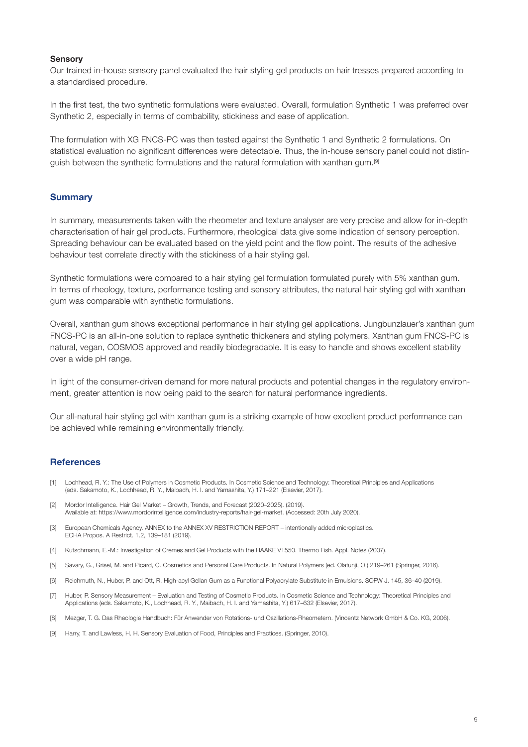### Sensory

Our trained in-house sensory panel evaluated the hair styling gel products on hair tresses prepared according to a standardised procedure.

In the first test, the two synthetic formulations were evaluated. Overall, formulation Synthetic 1 was preferred over Synthetic 2, especially in terms of combability, stickiness and ease of application.

The formulation with XG FNCS-PC was then tested against the Synthetic 1 and Synthetic 2 formulations. On statistical evaluation no significant differences were detectable. Thus, the in-house sensory panel could not distinguish between the synthetic formulations and the natural formulation with xanthan gum.[9]

## Summary

In summary, measurements taken with the rheometer and texture analyser are very precise and allow for in-depth characterisation of hair gel products. Furthermore, rheological data give some indication of sensory perception. Spreading behaviour can be evaluated based on the yield point and the flow point. The results of the adhesive behaviour test correlate directly with the stickiness of a hair styling gel.

Synthetic formulations were compared to a hair styling gel formulation formulated purely with 5% xanthan gum. In terms of rheology, texture, performance testing and sensory attributes, the natural hair styling gel with xanthan gum was comparable with synthetic formulations.

Overall, xanthan gum shows exceptional performance in hair styling gel applications. Jungbunzlauer's xanthan gum FNCS-PC is an all-in-one solution to replace synthetic thickeners and styling polymers. Xanthan gum FNCS-PC is natural, vegan, COSMOS approved and readily biodegradable. It is easy to handle and shows excellent stability over a wide pH range.

In light of the consumer-driven demand for more natural products and potential changes in the regulatory environment, greater attention is now being paid to the search for natural performance ingredients.

Our all-natural hair styling gel with xanthan gum is a striking example of how excellent product performance can be achieved while remaining environmentally friendly.

## References

[1] Lochhead, R. Y.: The Use of Polymers in Cosmetic Products. In Cosmetic Science and Technology: Theoretical Principles and Applications (eds. Sakamoto, K., Lochhead, R. Y., Maibach, H. I. and Yamashita, Y.) 171–221 (Elsevier, 2017).

[2] Mordor Intelligence. Hair Gel Market – Growth, Trends, and Forecast (2020–2025). (2019). Available at: https://www.mordorintelligence.com/industry-reports/hair-gel-market. (Accessed: 20th July 2020).

[3] European Chemicals Agency. ANNEX to the ANNEX XV RESTRICTION REPORT – intentionally added microplastics. ECHA Propos. A Restrict. 1.2, 139–181 (2019).

[4] Kutschmann, E.-M.: Investigation of Cremes and Gel Products with the HAAKE VT550. Thermo Fish. Appl. Notes (2007).

[5] Savary, G., Grisel, M. and Picard, C. Cosmetics and Personal Care Products. In Natural Polymers (ed. Olatunji, O.) 219–261 (Springer, 2016).

[6] Reichmuth, N., Huber, P. and Ott, R. High-acyl Gellan Gum as a Functional Polyacrylate Substitute in Emulsions. SOFW J. 145, 36–40 (2019).

[7] Huber, P. Sensory Measurement – Evaluation and Testing of Cosmetic Products. In Cosmetic Science and Technology: Theoretical Principles and Applications (eds. Sakamoto, K., Lochhead, R. Y., Maibach, H. I. and Yamashita, Y.) 617–632 (Elsevier, 2017).

[8] Mezger, T. G. Das Rheologie Handbuch: Für Anwender von Rotations- und Oszillations-Rheometern. (Vincentz Network GmbH & Co. KG, 2006).

[9] Harry, T. and Lawless, H. H. Sensory Evaluation of Food, Principles and Practices. (Springer, 2010).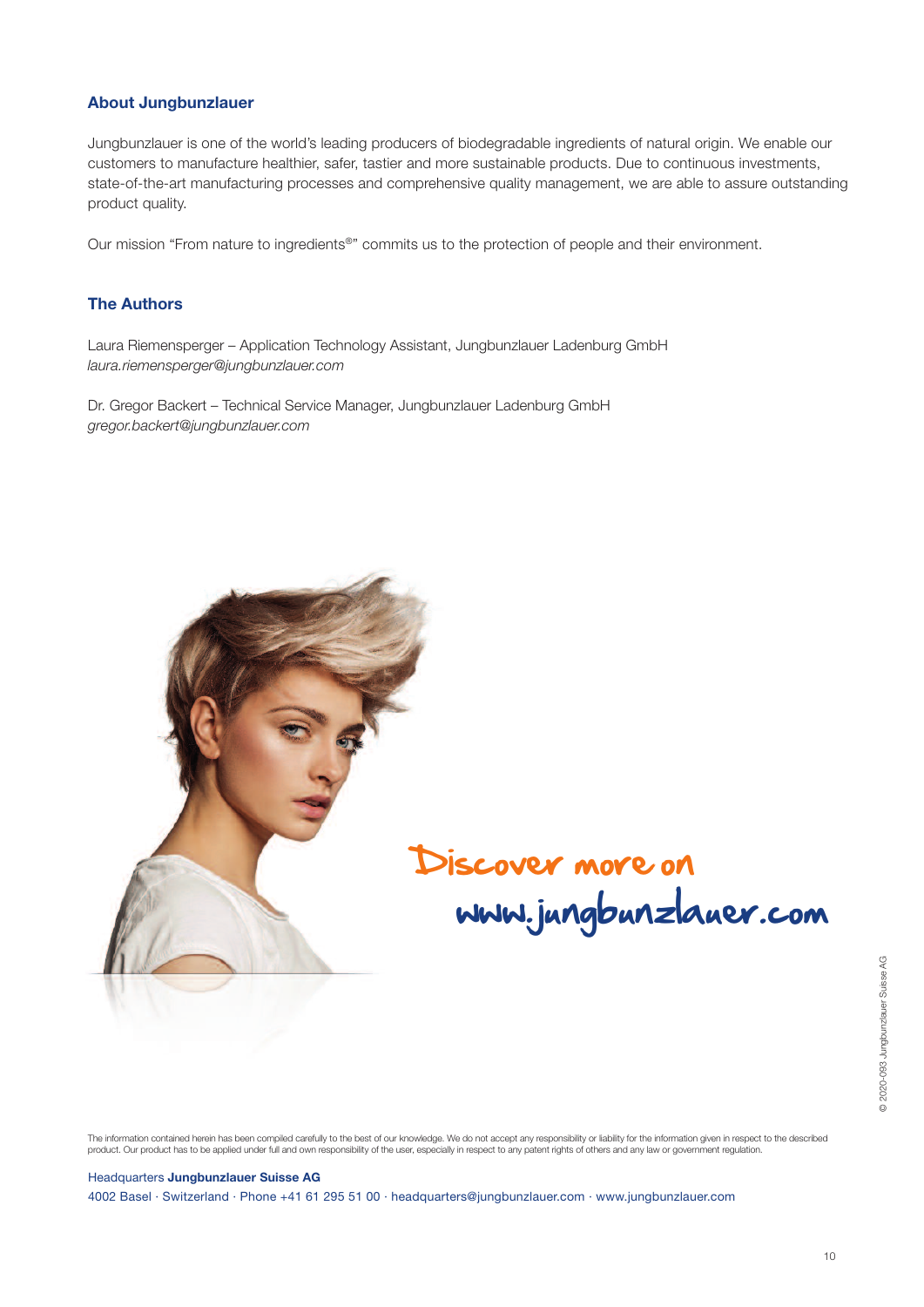## About Jungbunzlauer

Jungbunzlauer is one of the world's leading producers of biodegradable ingredients of natural origin. We enable our customers to manufacture healthier, safer, tastier and more sustainable products. Due to continuous investments, state-of-the-art manufacturing processes and comprehensive quality management, we are able to assure outstanding product quality.

Our mission "From nature to ingredients®" commits us to the protection of people and their environment.

## The Authors

Laura Riemensperger – Application Technology Assistant, Jungbunzlauer Ladenburg GmbH
*laura.riemensperger@jungbunzlauer.com*

Dr. Gregor Backert – Technical Service Manager, Jungbunzlauer Ladenburg GmbH
*gregor.backert@jungbunzlauer.com*

Discover more on
www.jungbunzlauer.com

© 2020-093 Jungbunzlauer Suisse AG

The information contained herein has been compiled carefully to the best of our knowledge. We do not accept any responsibility or liability for the information given in respect to the described product. Our product has to be applied under full and own responsibility of the user, especially in respect to any patent rights of others and any law or government regulation.

Headquarters **Jungbunzlauer Suisse AG**
4002 Basel · Switzerland · Phone +41 61 295 51 00 · headquarters@jungbunzlauer.com · www.jungbunzlauer.com